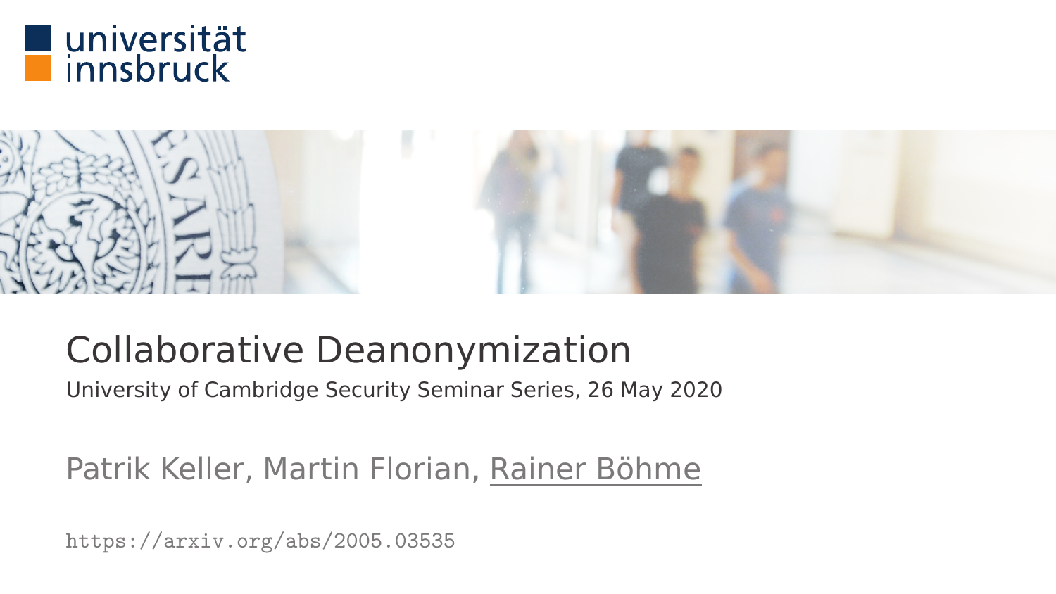universität
innsbruck

# Collaborative Deanonymization

University of Cambridge Security Seminar Series, 26 May 2020

Patrik Keller, Martin Florian, Rainer Böhme

https://arxiv.org/abs/2005.03535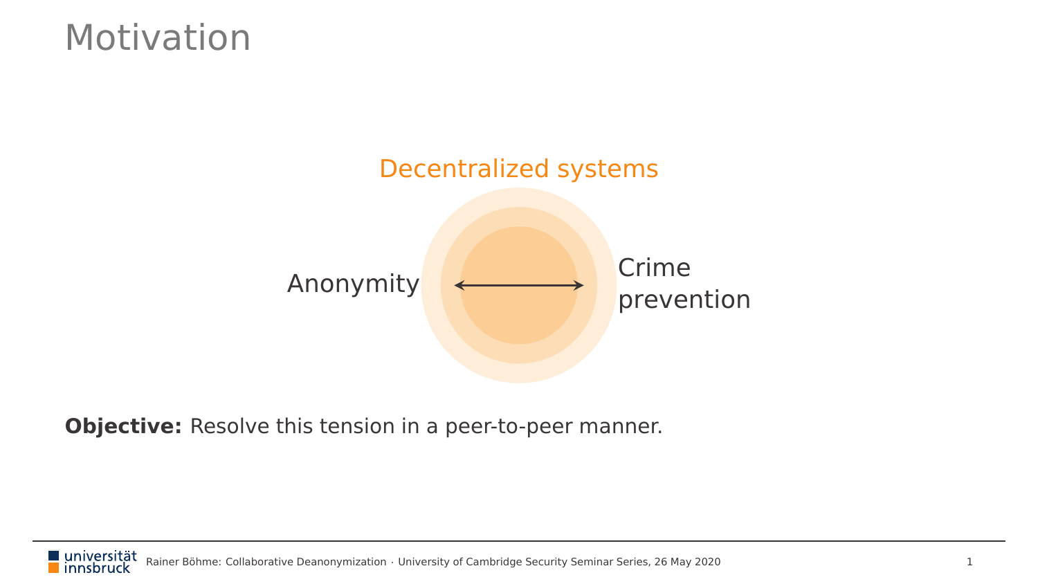# Motivation

Decentralized systems

Anonymity ↔ Crime prevention

**Objective:** Resolve this tension in a peer-to-peer manner.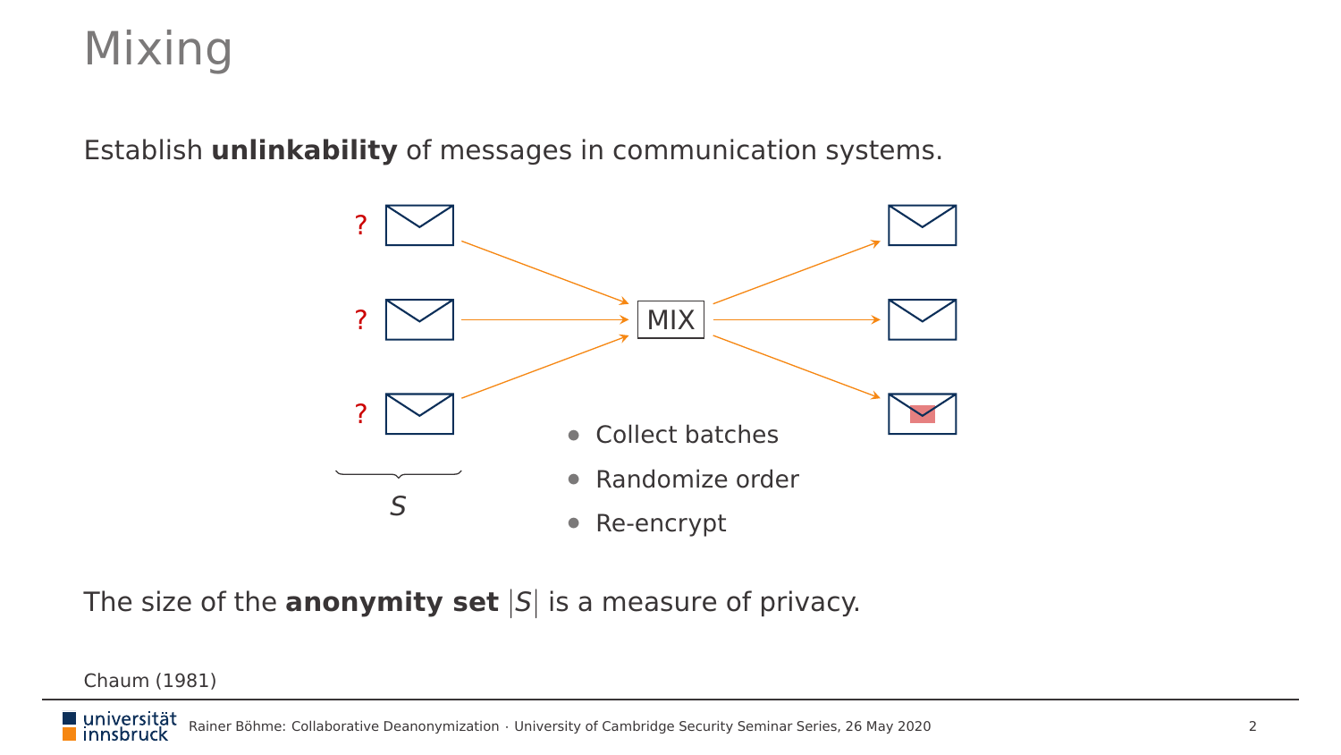# Mixing

Establish **unlinkability** of messages in communication systems.

- Collect batches
- Randomize order
- Re-encrypt

The size of the **anonymity set** $|S|$ is a measure of privacy.

Chaum (1981)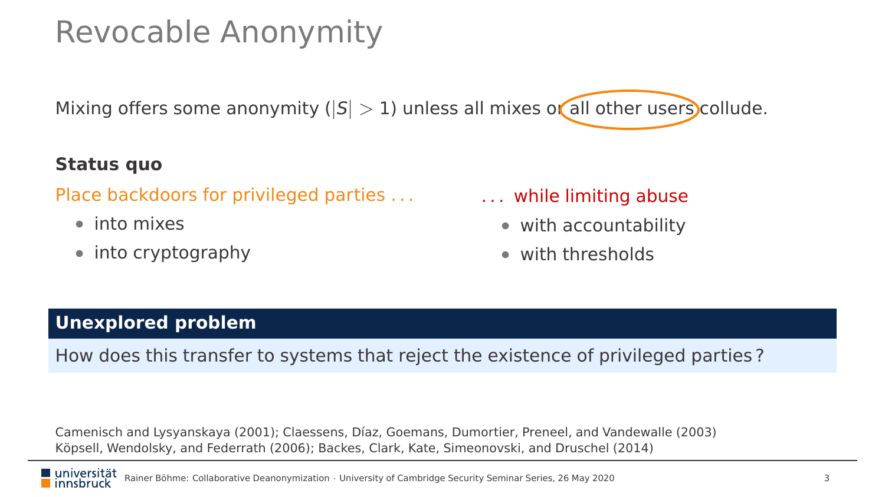# Revocable Anonymity

Mixing offers some anonymity ($|S| > 1$) unless all mixes or all other users collude.

**Status quo**

Place backdoors for privileged parties . . .

- into mixes
- into cryptography

. . . while limiting abuse

- with accountability
- with thresholds

**Unexplored problem**

How does this transfer to systems that reject the existence of privileged parties ?

Camenisch and Lysyanskaya (2001); Claessens, Díaz, Goemans, Dumortier, Preneel, and Vandewalle (2003)
Köpsell, Wendolsky, and Federrath (2006); Backes, Clark, Kate, Simeonovski, and Druschel (2014)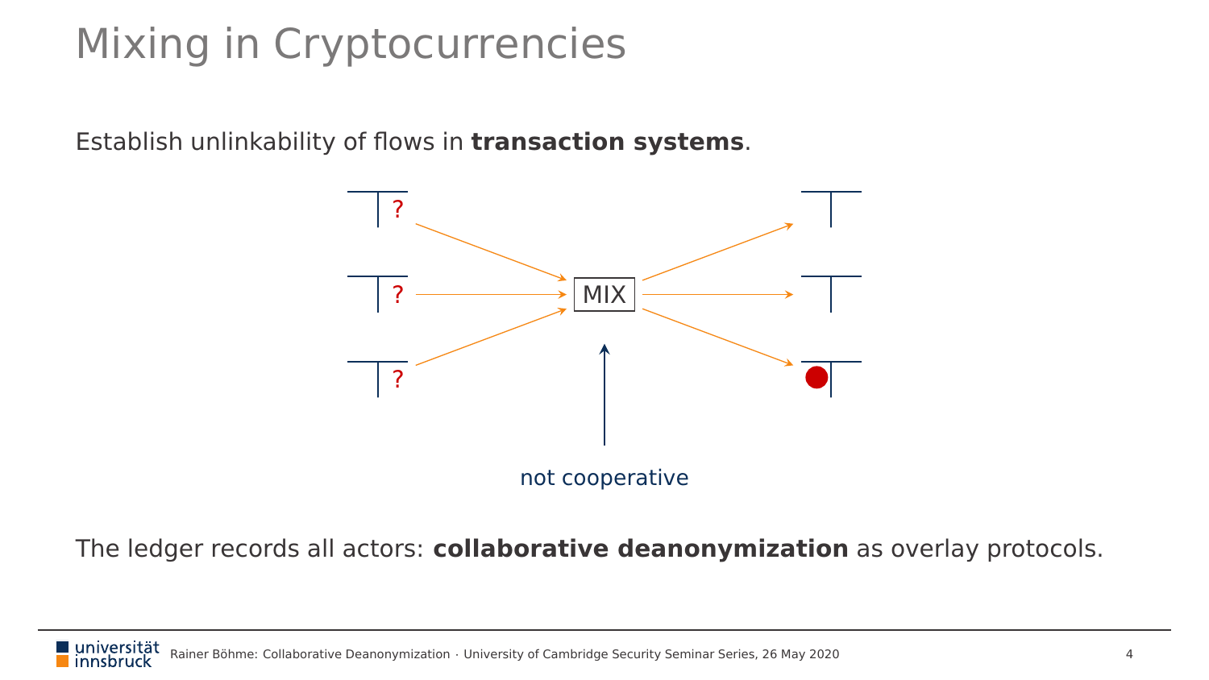# Mixing in Cryptocurrencies

Establish unlinkability of flows in **transaction systems**.

MIX

not cooperative

The ledger records all actors: **collaborative deanonymization** as overlay protocols.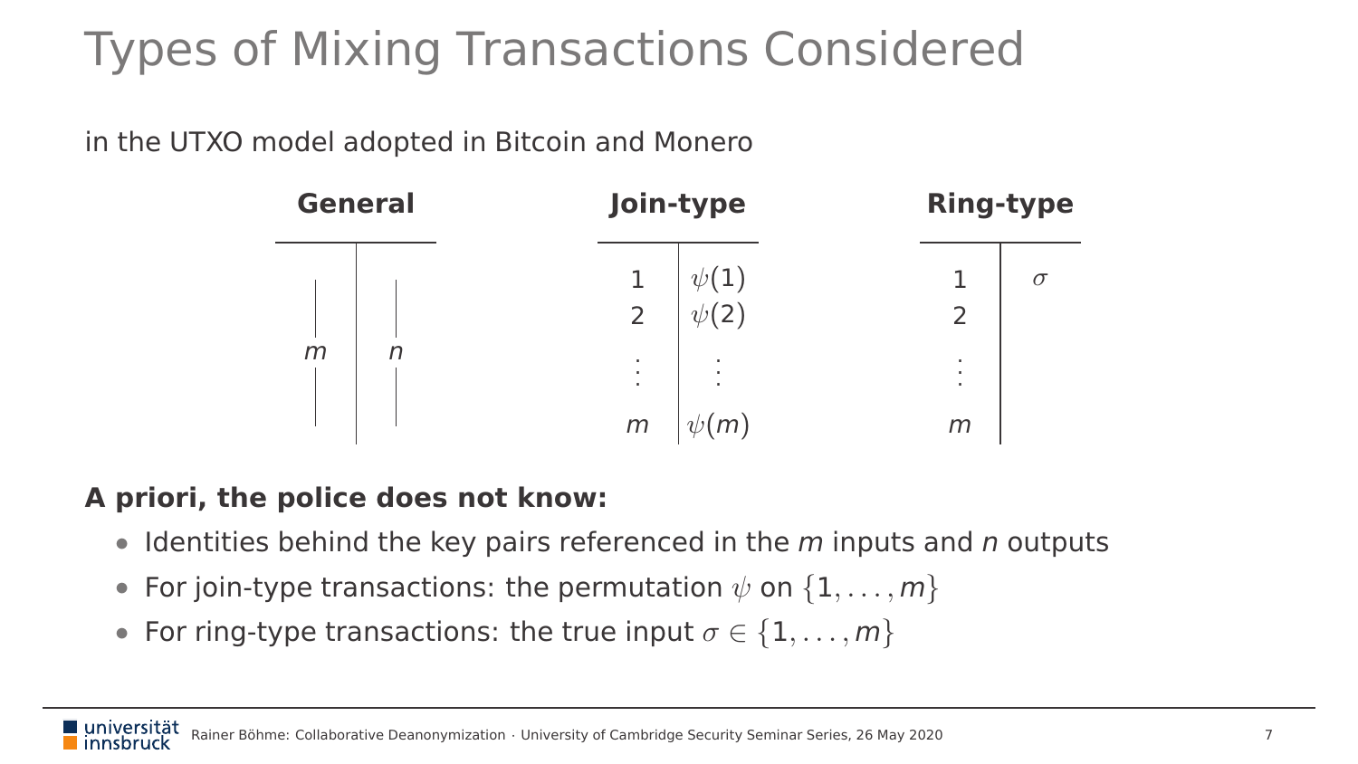# Types of Mixing Transactions Considered

in the UTXO model adopted in Bitcoin and Monero

**General**

| $m$ | $n$ |
|---|---|

**Join-type**

| | |
|---|---|
| 1 | $\psi(1)$ |
| 2 | $\psi(2)$ |
| $\vdots$ | $\vdots$ |
| $m$ | $\psi(m)$ |

**Ring-type**

| | |
|---|---|
| 1 | $\sigma$ |
| 2 | |
| $\vdots$ | |
| $m$ | |

**A priori, the police does not know:**

- Identities behind the key pairs referenced in the $m$ inputs and $n$ outputs
- For join-type transactions: the permutation $\psi$ on $\{1, \ldots, m\}$
- For ring-type transactions: the true input $\sigma \in \{1, \ldots, m\}$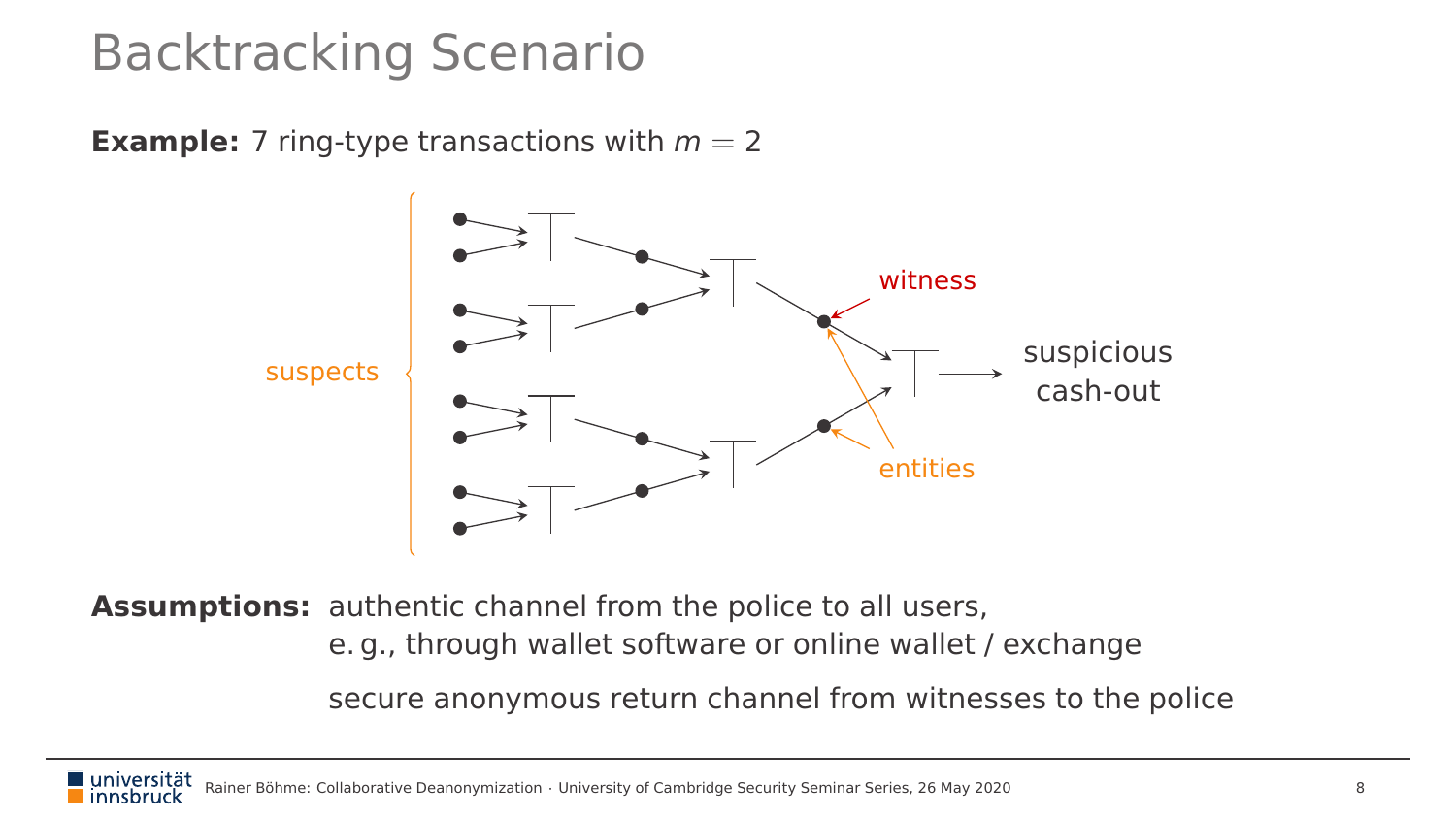# Backtracking Scenario

**Example:** 7 ring-type transactions with $m = 2$

suspects

witness

entities

suspicious cash-out

**Assumptions:** authentic channel from the police to all users, e. g., through wallet software or online wallet / exchange

secure anonymous return channel from witnesses to the police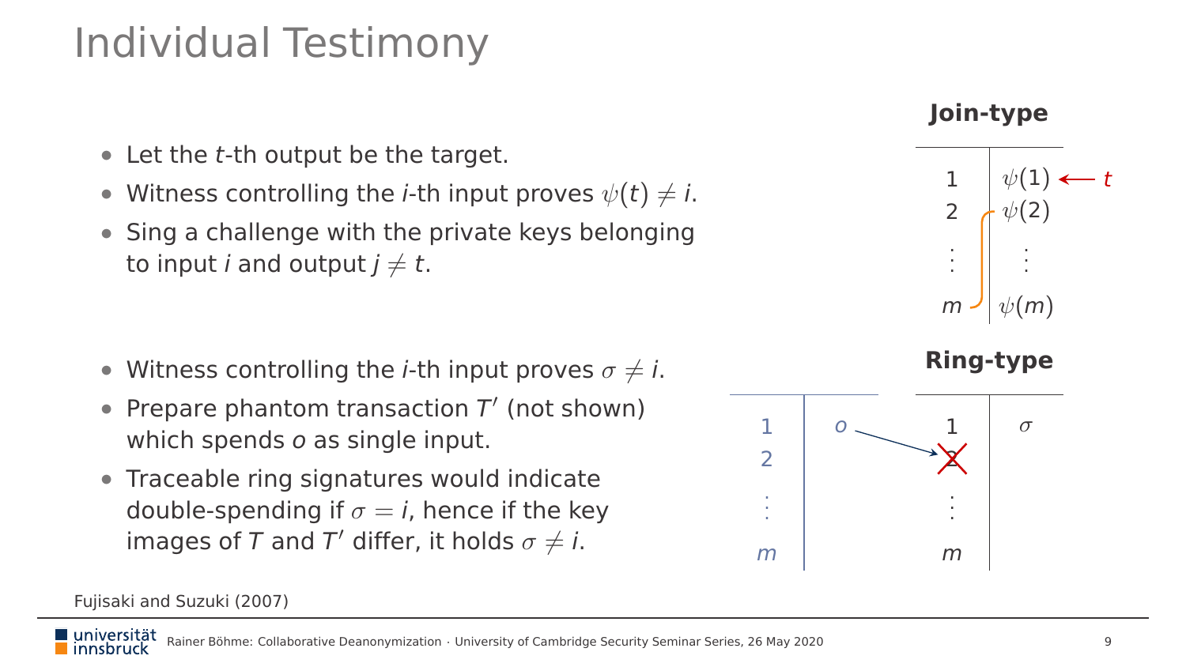# Individual Testimony

- Let the $t$-th output be the target.
- Witness controlling the $i$-th input proves $\psi(t) \neq i$.
- Sing a challenge with the private keys belonging to input $i$ and output $j \neq t$.

**Join-type**

| | |
|---|---|
| 1 | $\psi(1)$ ← $t$ |
| 2 | $\psi(2)$ |
| ⋮ | ⋮ |
| $m$ | $\psi(m)$ |

- Witness controlling the $i$-th input proves $\sigma \neq i$.
- Prepare phantom transaction $T'$ (not shown) which spends $o$ as single input.
- Traceable ring signatures would indicate double-spending if $\sigma = i$, hence if the key images of $T$ and $T'$ differ, it holds $\sigma \neq i$.

**Ring-type**

| | | | |
|---|---|---|---|
| 1 | $o$ → | 1 | $\sigma$ |
| 2 | | ~~2~~ | |
| ⋮ | | ⋮ | |
| $m$ | | $m$ | |

Fujisaki and Suzuki (2007)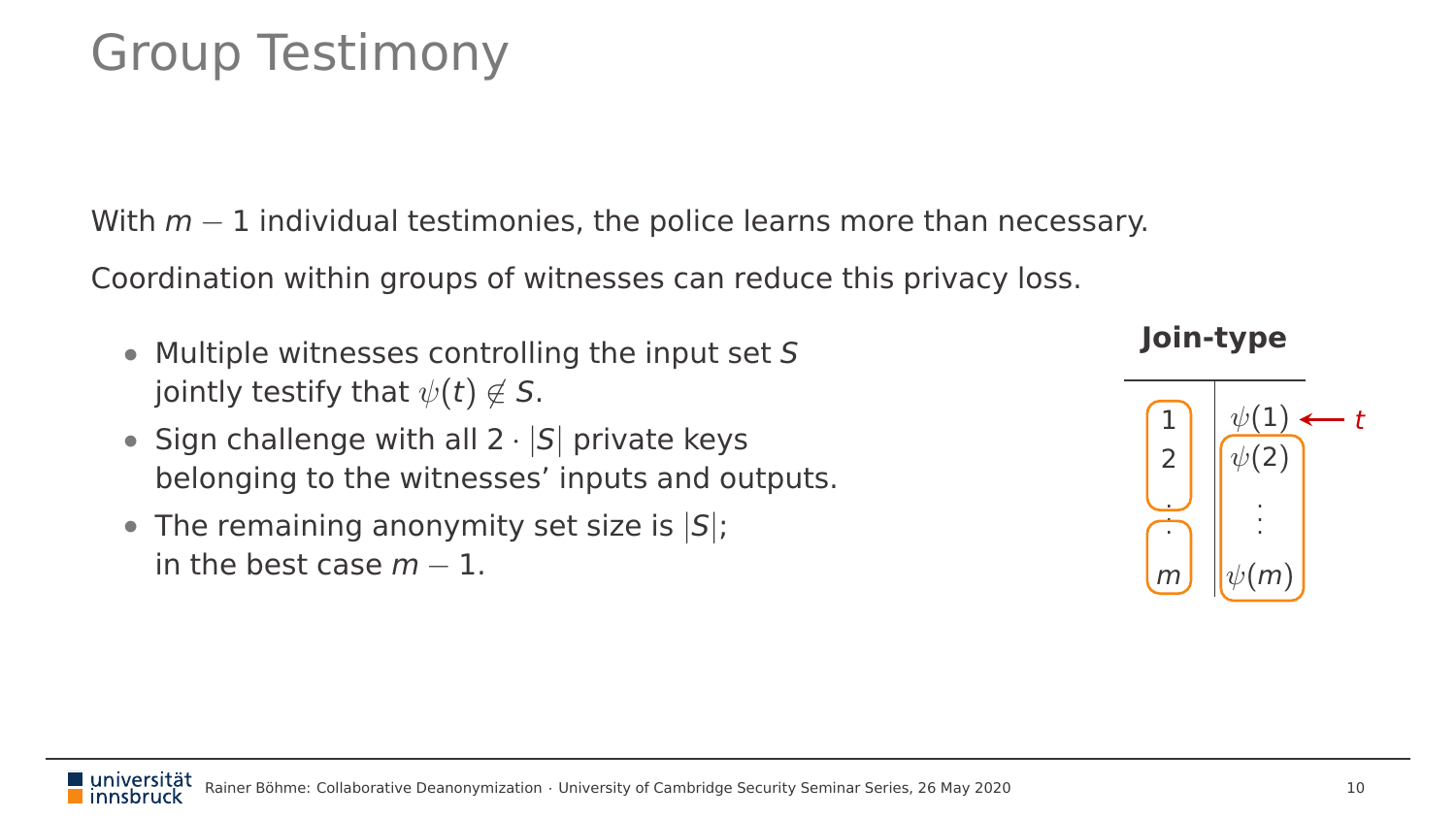# Group Testimony

With $m-1$ individual testimonies, the police learns more than necessary.

Coordination within groups of witnesses can reduce this privacy loss.

- Multiple witnesses controlling the input set $S$ jointly testify that $\psi(t) \notin S$.
- Sign challenge with all $2 \cdot |S|$ private keys belonging to the witnesses' inputs and outputs.
- The remaining anonymity set size is $|S|$; in the best case $m-1$.

**Join-type**

| | |
|---|---|
| 1 | $\psi(1)$ ← $t$ |
| 2 | $\psi(2)$ |
| ⋮ | ⋮ |
| $m$ | $\psi(m)$ |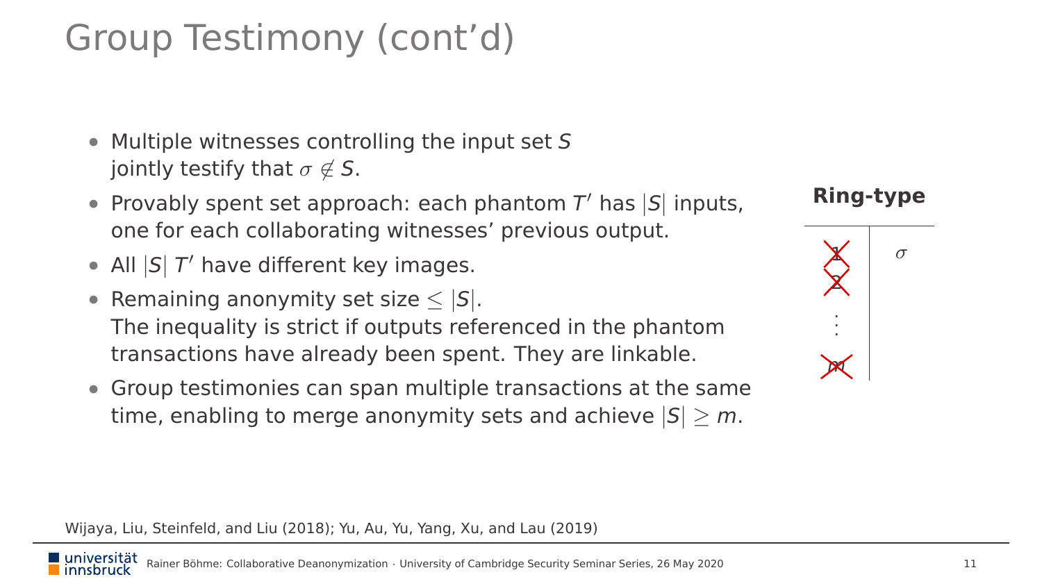# Group Testimony (cont'd)

- Multiple witnesses controlling the input set $S$ jointly testify that $\sigma \notin S$.
- Provably spent set approach: each phantom $T'$ has $|S|$ inputs, one for each collaborating witnesses' previous output.
- All $|S|$ $T'$ have different key images.
- Remaining anonymity set size $\leq |S|$.
  The inequality is strict if outputs referenced in the phantom transactions have already been spent. They are linkable.
- Group testimonies can span multiple transactions at the same time, enabling to merge anonymity sets and achieve $|S| \geq m$.

**Ring-type**

| | |
|---|---|
| ~~1~~ | $\sigma$ |
| ~~2~~ | |
| $\vdots$ | |
| ~~$m$~~ | |

Wijaya, Liu, Steinfeld, and Liu (2018); Yu, Au, Yu, Yang, Xu, and Lau (2019)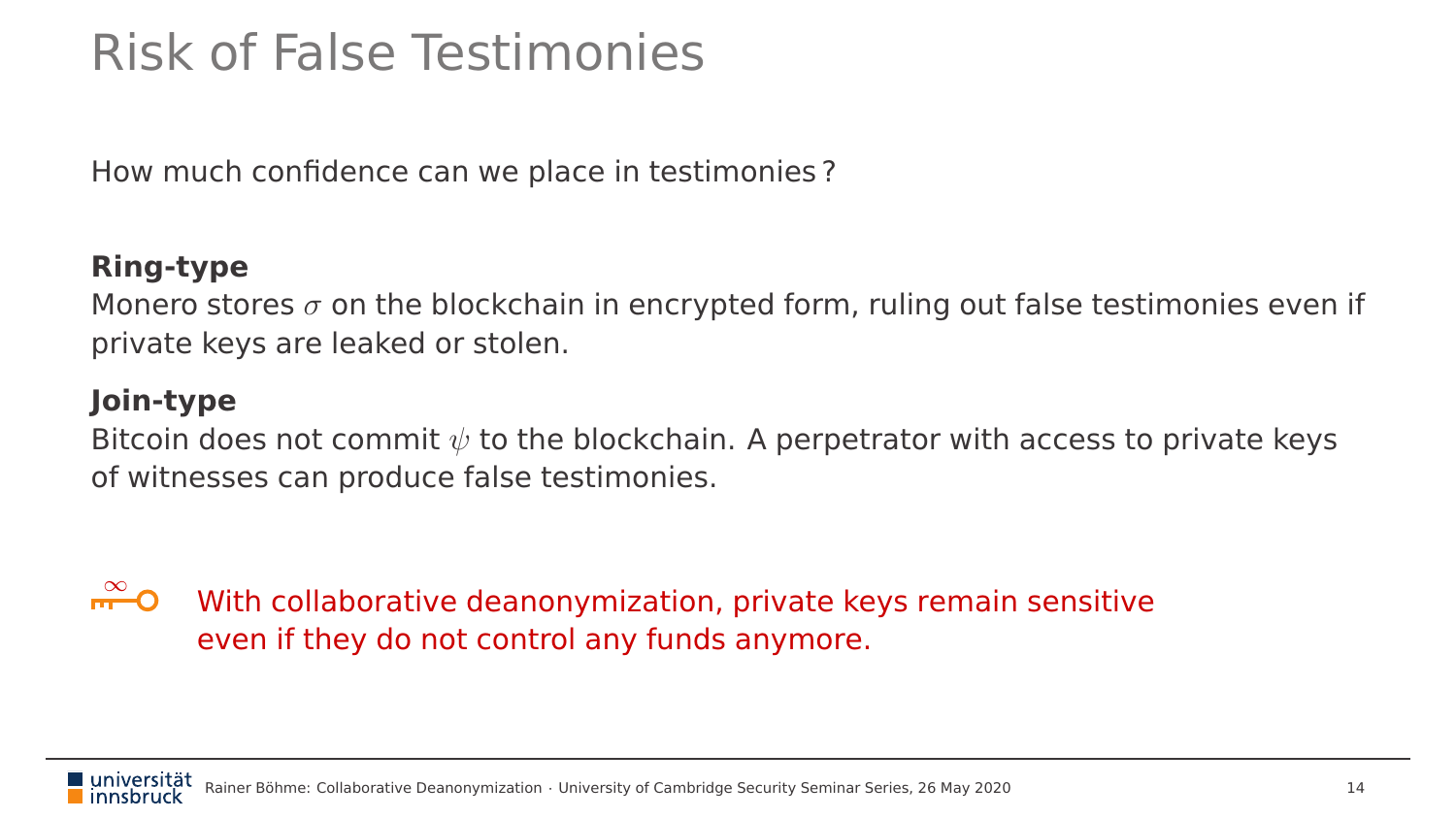# Risk of False Testimonies

How much confidence can we place in testimonies ?

**Ring-type**

Monero stores $\sigma$ on the blockchain in encrypted form, ruling out false testimonies even if private keys are leaked or stolen.

**Join-type**

Bitcoin does not commit $\psi$ to the blockchain. A perpetrator with access to private keys of witnesses can produce false testimonies.

With collaborative deanonymization, private keys remain sensitive even if they do not control any funds anymore.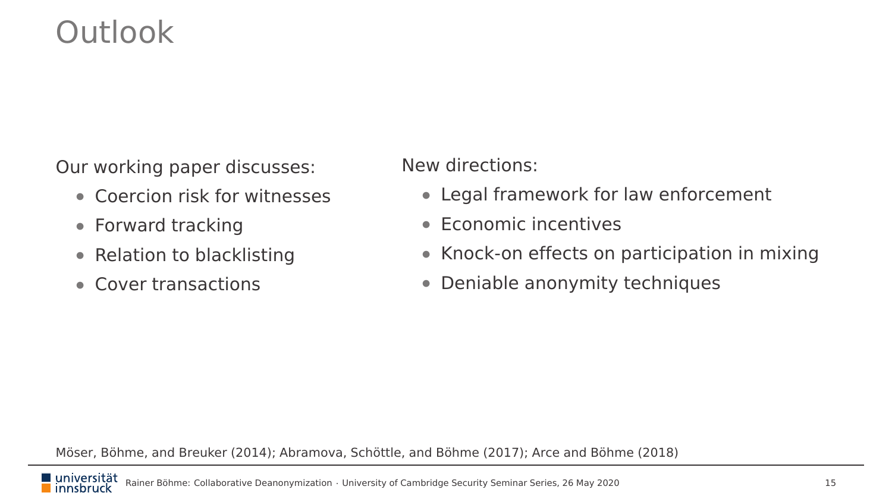# Outlook

Our working paper discusses:

- Coercion risk for witnesses
- Forward tracking
- Relation to blacklisting
- Cover transactions

New directions:

- Legal framework for law enforcement
- Economic incentives
- Knock-on effects on participation in mixing
- Deniable anonymity techniques

Möser, Böhme, and Breuker (2014); Abramova, Schöttle, and Böhme (2017); Arce and Böhme (2018)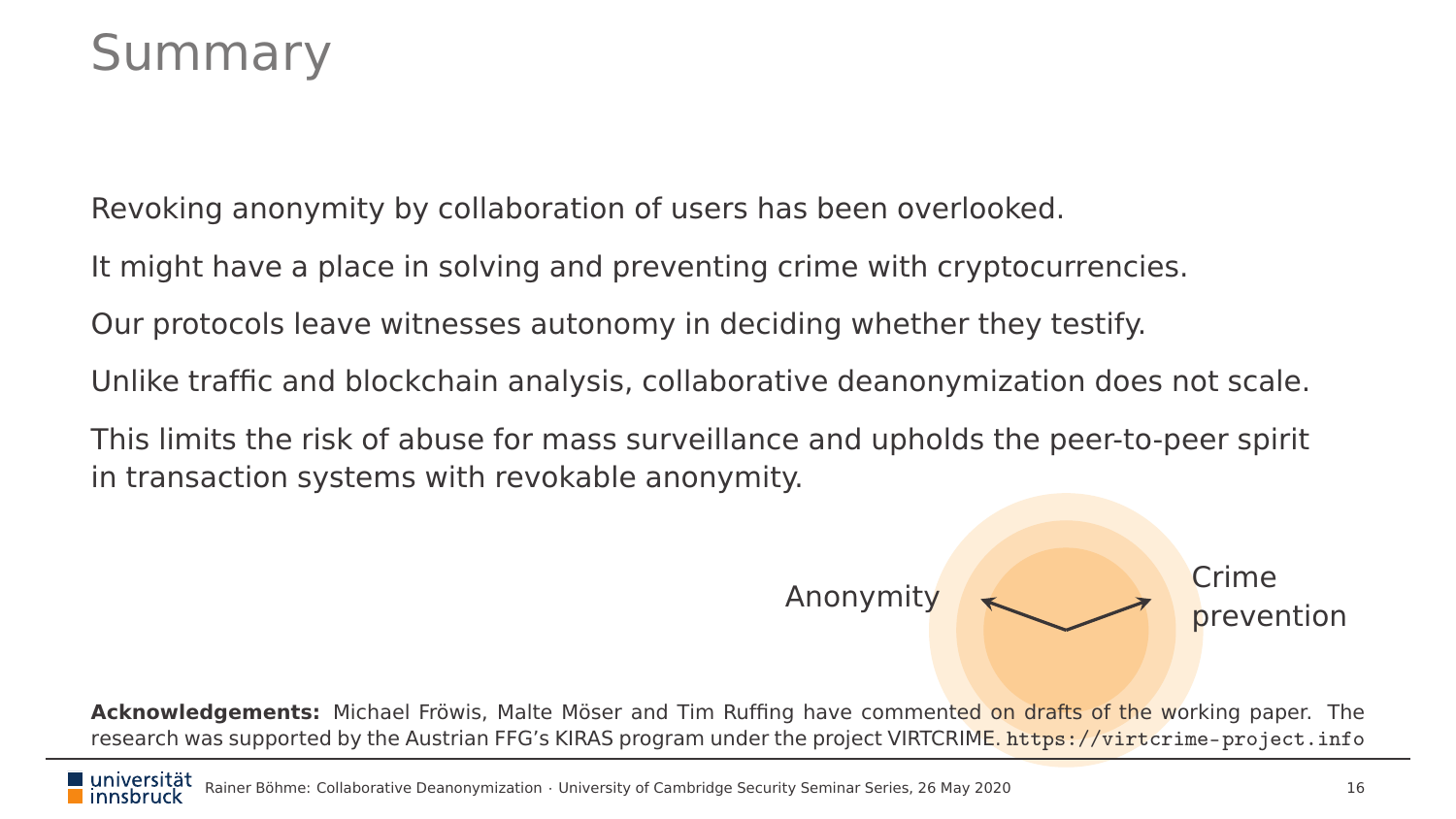# Summary

Revoking anonymity by collaboration of users has been overlooked.

It might have a place in solving and preventing crime with cryptocurrencies.

Our protocols leave witnesses autonomy in deciding whether they testify.

Unlike traffic and blockchain analysis, collaborative deanonymization does not scale.

This limits the risk of abuse for mass surveillance and upholds the peer-to-peer spirit in transaction systems with revokable anonymity.

Anonymity ↔ Crime prevention

**Acknowledgements:** Michael Fröwis, Malte Möser and Tim Ruffing have commented on drafts of the working paper. The research was supported by the Austrian FFG's KIRAS program under the project VIRTCRIME. https://virtcrime-project.info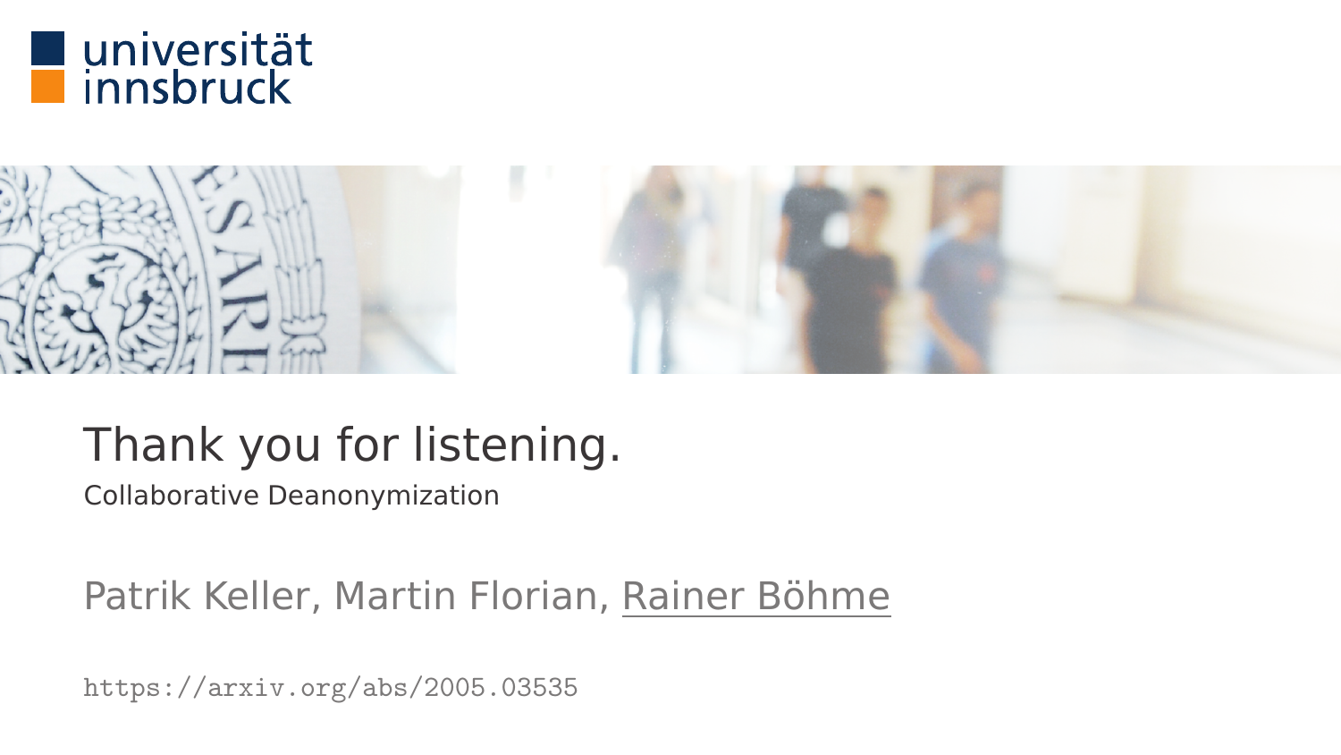universität innsbruck

# Thank you for listening.

Collaborative Deanonymization

Patrik Keller, Martin Florian, Rainer Böhme

https://arxiv.org/abs/2005.03535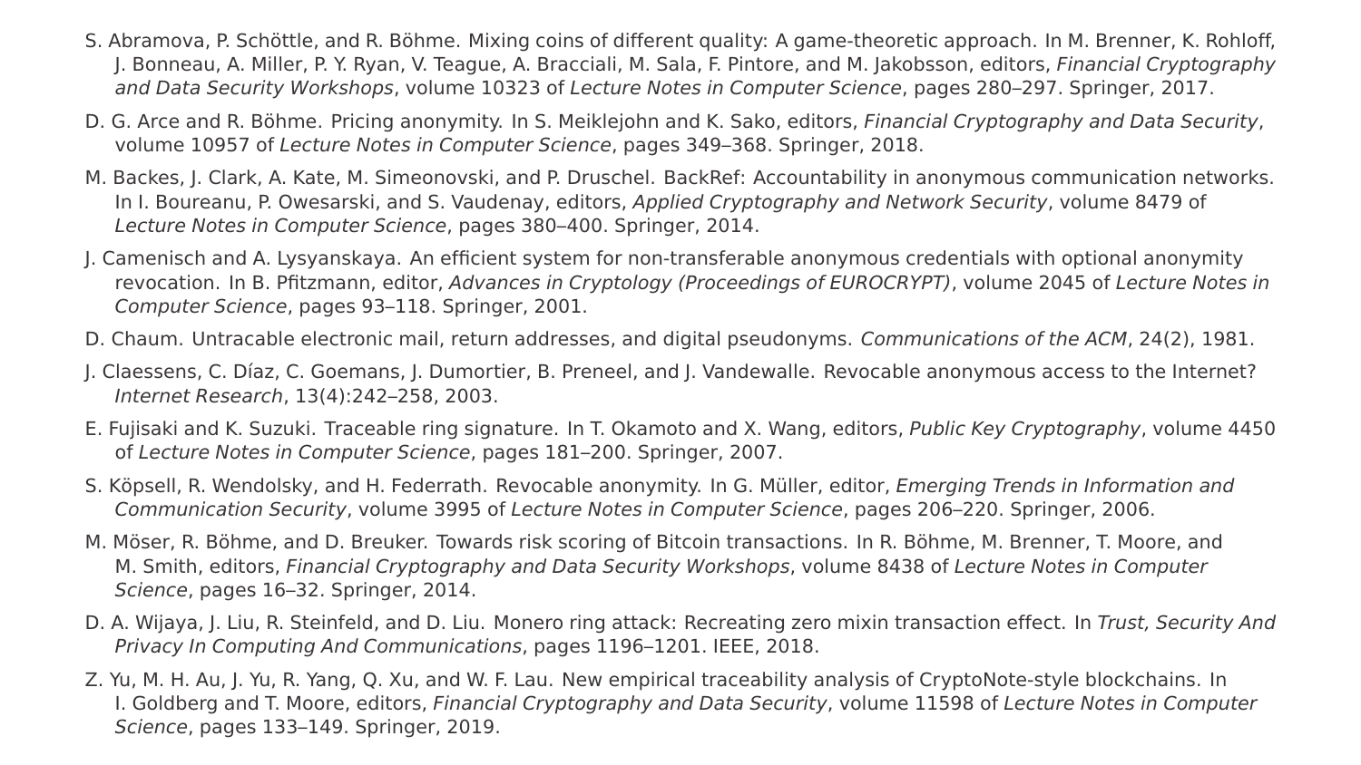S. Abramova, P. Schöttle, and R. Böhme. Mixing coins of different quality: A game-theoretic approach. In M. Brenner, K. Rohloff, J. Bonneau, A. Miller, P. Y. Ryan, V. Teague, A. Bracciali, M. Sala, F. Pintore, and M. Jakobsson, editors, *Financial Cryptography and Data Security Workshops*, volume 10323 of *Lecture Notes in Computer Science*, pages 280–297. Springer, 2017.

D. G. Arce and R. Böhme. Pricing anonymity. In S. Meiklejohn and K. Sako, editors, *Financial Cryptography and Data Security*, volume 10957 of *Lecture Notes in Computer Science*, pages 349–368. Springer, 2018.

M. Backes, J. Clark, A. Kate, M. Simeonovski, and P. Druschel. BackRef: Accountability in anonymous communication networks. In I. Boureanu, P. Owesarski, and S. Vaudenay, editors, *Applied Cryptography and Network Security*, volume 8479 of *Lecture Notes in Computer Science*, pages 380–400. Springer, 2014.

J. Camenisch and A. Lysyanskaya. An efficient system for non-transferable anonymous credentials with optional anonymity revocation. In B. Pfitzmann, editor, *Advances in Cryptology (Proceedings of EUROCRYPT)*, volume 2045 of *Lecture Notes in Computer Science*, pages 93–118. Springer, 2001.

D. Chaum. Untracable electronic mail, return addresses, and digital pseudonyms. *Communications of the ACM*, 24(2), 1981.

J. Claessens, C. Díaz, C. Goemans, J. Dumortier, B. Preneel, and J. Vandewalle. Revocable anonymous access to the Internet? *Internet Research*, 13(4):242–258, 2003.

E. Fujisaki and K. Suzuki. Traceable ring signature. In T. Okamoto and X. Wang, editors, *Public Key Cryptography*, volume 4450 of *Lecture Notes in Computer Science*, pages 181–200. Springer, 2007.

S. Köpsell, R. Wendolsky, and H. Federrath. Revocable anonymity. In G. Müller, editor, *Emerging Trends in Information and Communication Security*, volume 3995 of *Lecture Notes in Computer Science*, pages 206–220. Springer, 2006.

M. Möser, R. Böhme, and D. Breuker. Towards risk scoring of Bitcoin transactions. In R. Böhme, M. Brenner, T. Moore, and M. Smith, editors, *Financial Cryptography and Data Security Workshops*, volume 8438 of *Lecture Notes in Computer Science*, pages 16–32. Springer, 2014.

D. A. Wijaya, J. Liu, R. Steinfeld, and D. Liu. Monero ring attack: Recreating zero mixin transaction effect. In *Trust, Security And Privacy In Computing And Communications*, pages 1196–1201. IEEE, 2018.

Z. Yu, M. H. Au, J. Yu, R. Yang, Q. Xu, and W. F. Lau. New empirical traceability analysis of CryptoNote-style blockchains. In I. Goldberg and T. Moore, editors, *Financial Cryptography and Data Security*, volume 11598 of *Lecture Notes in Computer Science*, pages 133–149. Springer, 2019.